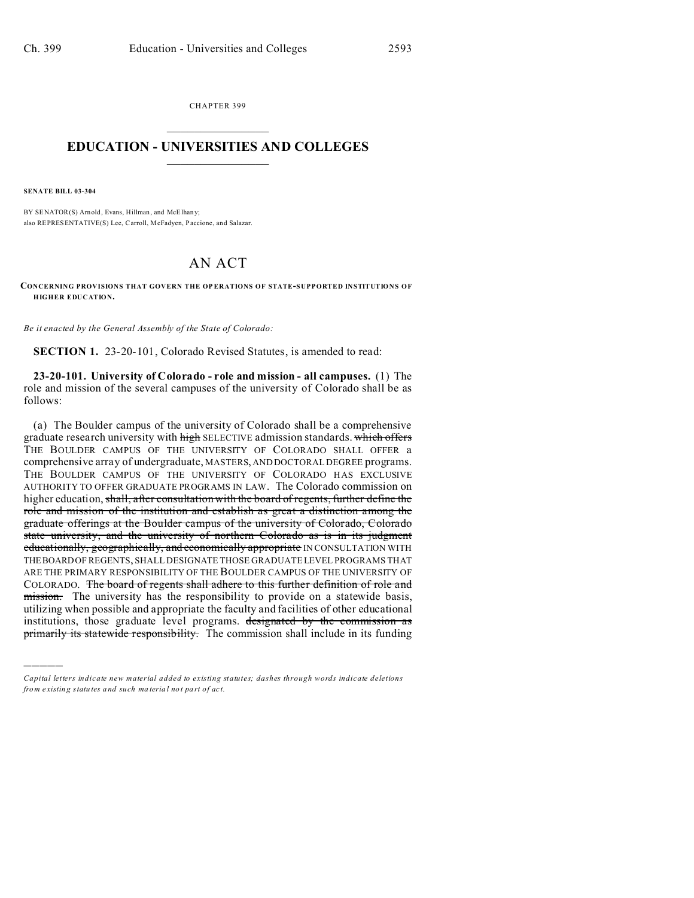CHAPTER 399

# EDUCATION - UNIVERSITIES AND COLLEGES

**SENATE BILL 03-304**

BY SENATOR(S) Arnold, Evans, Hillman, and McElhany;
also REPRESENTATIVE(S) Lee, Carroll, McFadyen, Paccione, and Salazar.

# AN ACT

**CONCERNING PROVISIONS THAT GOVERN THE OPERATIONS OF STATE-SUPPORTED INSTITUTIONS OF HIGHER EDUCATION.**

*Be it enacted by the General Assembly of the State of Colorado:*

**SECTION 1.** 23-20-101, Colorado Revised Statutes, is amended to read:

**23-20-101. University of Colorado - role and mission - all campuses.** (1) The role and mission of the several campuses of the university of Colorado shall be as follows:

(a) The Boulder campus of the university of Colorado shall be a comprehensive graduate research university with ~~high~~ SELECTIVE admission standards. ~~which offers~~ THE BOULDER CAMPUS OF THE UNIVERSITY OF COLORADO SHALL OFFER a comprehensive array of undergraduate, MASTERS, AND DOCTORAL DEGREE programs. THE BOULDER CAMPUS OF THE UNIVERSITY OF COLORADO HAS EXCLUSIVE AUTHORITY TO OFFER GRADUATE PROGRAMS IN LAW. The Colorado commission on higher education, ~~shall, after consultation with the board of regents, further define the role and mission of the institution and establish as great a distinction among the graduate offerings at the Boulder campus of the university of Colorado, Colorado state university, and the university of northern Colorado as is in its judgment educationally, geographically, and economically appropriate~~ IN CONSULTATION WITH THE BOARD OF REGENTS, SHALL DESIGNATE THOSE GRADUATE LEVEL PROGRAMS THAT ARE THE PRIMARY RESPONSIBILITY OF THE BOULDER CAMPUS OF THE UNIVERSITY OF COLORADO. ~~The board of regents shall adhere to this further definition of role and mission.~~ The university has the responsibility to provide on a statewide basis, utilizing when possible and appropriate the faculty and facilities of other educational institutions, those graduate level programs. ~~designated by the commission as primarily its statewide responsibility.~~ The commission shall include in its funding

---

*Capital letters indicate new material added to existing statutes; dashes through words indicate deletions from existing statutes and such material not part of act.*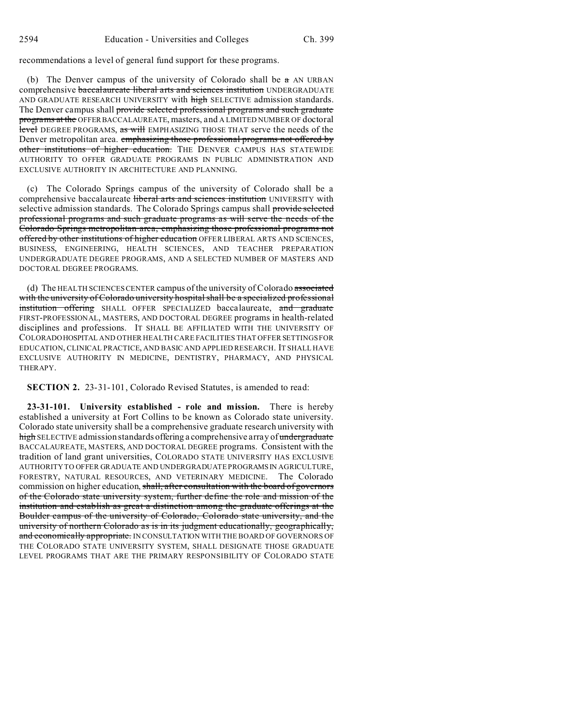recommendations a level of general fund support for these programs.

(b) The Denver campus of the university of Colorado shall be ~~a~~ AN URBAN comprehensive ~~baccalaureate liberal arts and sciences institution~~ UNDERGRADUATE AND GRADUATE RESEARCH UNIVERSITY with ~~high~~ SELECTIVE admission standards. The Denver campus shall ~~provide selected professional programs and such graduate programs at the~~ OFFER BACCALAUREATE, masters, and A LIMITED NUMBER OF doctoral ~~level~~ DEGREE PROGRAMS, ~~as will~~ EMPHASIZING THOSE THAT serve the needs of the Denver metropolitan area. ~~emphasizing those professional programs not offered by other institutions of higher education.~~ THE DENVER CAMPUS HAS STATEWIDE AUTHORITY TO OFFER GRADUATE PROGRAMS IN PUBLIC ADMINISTRATION AND EXCLUSIVE AUTHORITY IN ARCHITECTURE AND PLANNING.

(c) The Colorado Springs campus of the university of Colorado shall be a comprehensive baccalaureate ~~liberal arts and sciences institution~~ UNIVERSITY with selective admission standards. The Colorado Springs campus shall ~~provide selected professional programs and such graduate programs as will serve the needs of the Colorado Springs metropolitan area, emphasizing those professional programs not offered by other institutions of higher education~~ OFFER LIBERAL ARTS AND SCIENCES, BUSINESS, ENGINEERING, HEALTH SCIENCES, AND TEACHER PREPARATION UNDERGRADUATE DEGREE PROGRAMS, AND A SELECTED NUMBER OF MASTERS AND DOCTORAL DEGREE PROGRAMS.

(d) The HEALTH SCIENCES CENTER campus of the university of Colorado ~~associated with the university of Colorado university hospital shall be a specialized professional institution offering~~ SHALL OFFER SPECIALIZED baccalaureate, ~~and graduate~~ FIRST-PROFESSIONAL, MASTERS, AND DOCTORAL DEGREE programs in health-related disciplines and professions. IT SHALL BE AFFILIATED WITH THE UNIVERSITY OF COLORADO HOSPITAL AND OTHER HEALTH CARE FACILITIES THAT OFFER SETTINGS FOR EDUCATION, CLINICAL PRACTICE, AND BASIC AND APPLIED RESEARCH. IT SHALL HAVE EXCLUSIVE AUTHORITY IN MEDICINE, DENTISTRY, PHARMACY, AND PHYSICAL THERAPY.

**SECTION 2.** 23-31-101, Colorado Revised Statutes, is amended to read:

**23-31-101. University established - role and mission.** There is hereby established a university at Fort Collins to be known as Colorado state university. Colorado state university shall be a comprehensive graduate research university with ~~high~~ SELECTIVE admission standards offering a comprehensive array of ~~undergraduate~~ BACCALAUREATE, MASTERS, AND DOCTORAL DEGREE programs. Consistent with the tradition of land grant universities, COLORADO STATE UNIVERSITY HAS EXCLUSIVE AUTHORITY TO OFFER GRADUATE AND UNDERGRADUATE PROGRAMS IN AGRICULTURE, FORESTRY, NATURAL RESOURCES, AND VETERINARY MEDICINE. The Colorado commission on higher education, ~~shall, after consultation with the board of governors of the Colorado state university system, further define the role and mission of the institution and establish as great a distinction among the graduate offerings at the Boulder campus of the university of Colorado, Colorado state university, and the university of northern Colorado as is in its judgment educationally, geographically, and economically appropriate.~~ IN CONSULTATION WITH THE BOARD OF GOVERNORS OF THE COLORADO STATE UNIVERSITY SYSTEM, SHALL DESIGNATE THOSE GRADUATE LEVEL PROGRAMS THAT ARE THE PRIMARY RESPONSIBILITY OF COLORADO STATE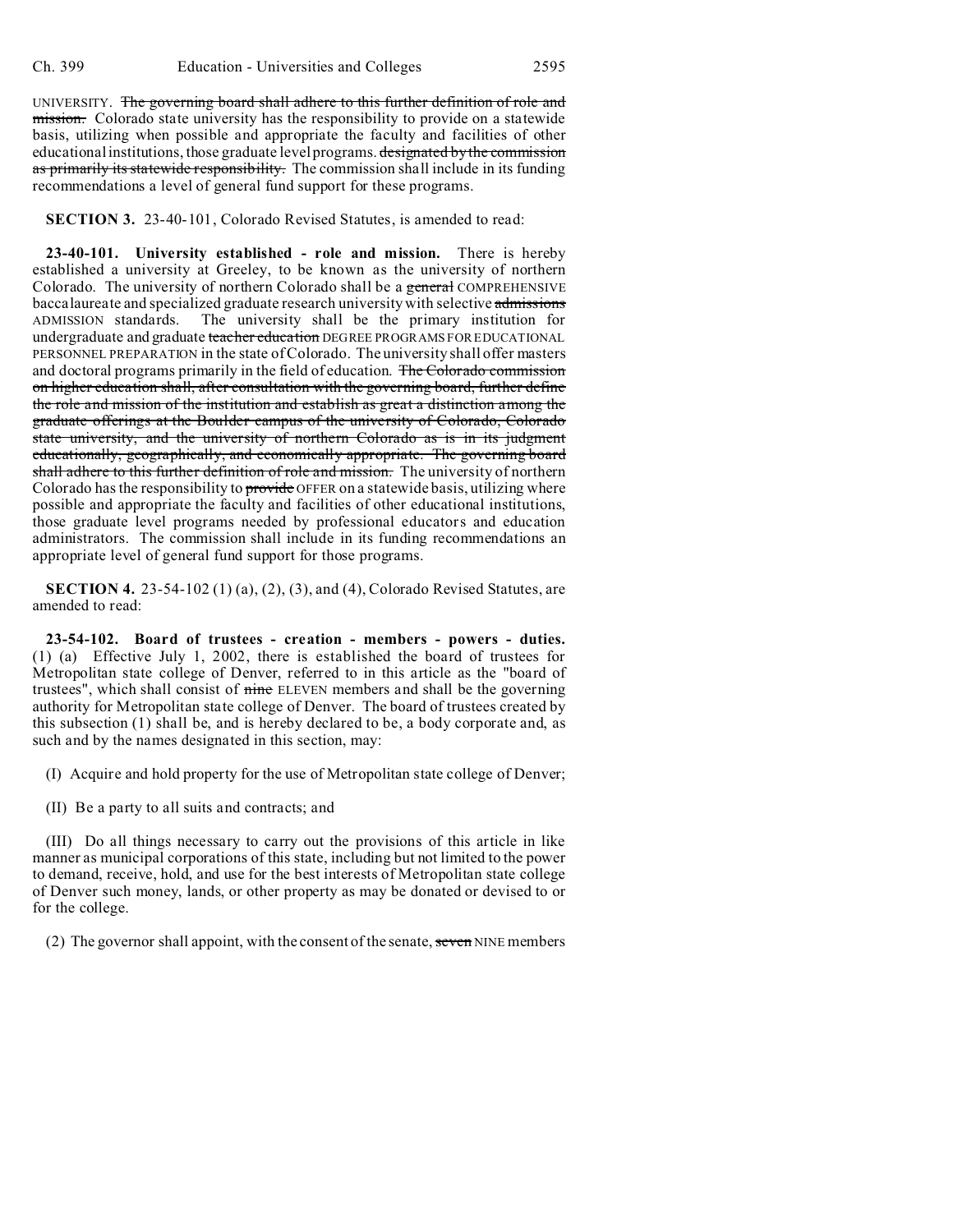UNIVERSITY. ~~The governing board shall adhere to this further definition of role and mission.~~ Colorado state university has the responsibility to provide on a statewide basis, utilizing when possible and appropriate the faculty and facilities of other educational institutions, those graduate level programs. ~~designated by the commission as primarily its statewide responsibility.~~ The commission shall include in its funding recommendations a level of general fund support for these programs.

**SECTION 3.** 23-40-101, Colorado Revised Statutes, is amended to read:

**23-40-101. University established - role and mission.** There is hereby established a university at Greeley, to be known as the university of northern Colorado. The university of northern Colorado shall be a ~~general~~ COMPREHENSIVE baccalaureate and specialized graduate research university with selective ~~admissions~~ ADMISSION standards. The university shall be the primary institution for undergraduate and graduate ~~teacher education~~ DEGREE PROGRAMS FOR EDUCATIONAL PERSONNEL PREPARATION in the state of Colorado. The university shall offer masters and doctoral programs primarily in the field of education. ~~The Colorado commission on higher education shall, after consultation with the governing board, further define the role and mission of the institution and establish as great a distinction among the graduate offerings at the Boulder campus of the university of Colorado, Colorado state university, and the university of northern Colorado as is in its judgment educationally, geographically, and economically appropriate. The governing board shall adhere to this further definition of role and mission.~~ The university of northern Colorado has the responsibility to ~~provide~~ OFFER on a statewide basis, utilizing where possible and appropriate the faculty and facilities of other educational institutions, those graduate level programs needed by professional educators and education administrators. The commission shall include in its funding recommendations an appropriate level of general fund support for those programs.

**SECTION 4.** 23-54-102 (1) (a), (2), (3), and (4), Colorado Revised Statutes, are amended to read:

**23-54-102. Board of trustees - creation - members - powers - duties.** (1) (a) Effective July 1, 2002, there is established the board of trustees for Metropolitan state college of Denver, referred to in this article as the "board of trustees", which shall consist of ~~nine~~ ELEVEN members and shall be the governing authority for Metropolitan state college of Denver. The board of trustees created by this subsection (1) shall be, and is hereby declared to be, a body corporate and, as such and by the names designated in this section, may:

(I) Acquire and hold property for the use of Metropolitan state college of Denver;

(II) Be a party to all suits and contracts; and

(III) Do all things necessary to carry out the provisions of this article in like manner as municipal corporations of this state, including but not limited to the power to demand, receive, hold, and use for the best interests of Metropolitan state college of Denver such money, lands, or other property as may be donated or devised to or for the college.

(2) The governor shall appoint, with the consent of the senate, ~~seven~~ NINE members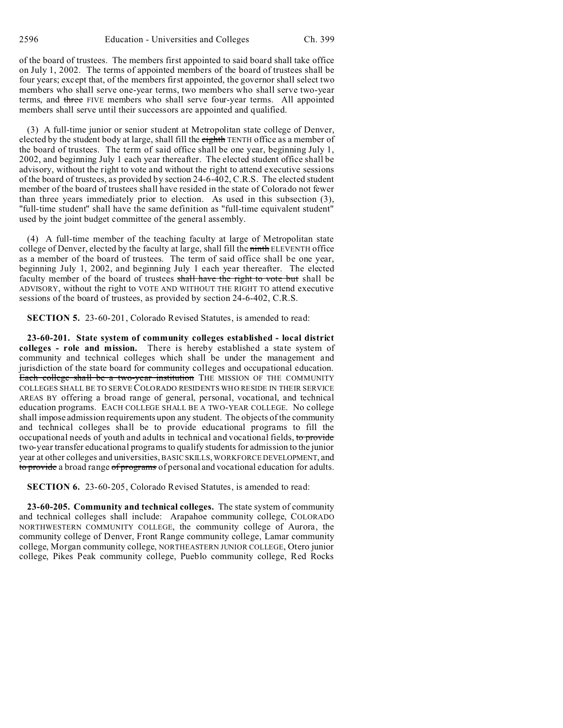of the board of trustees. The members first appointed to said board shall take office on July 1, 2002. The terms of appointed members of the board of trustees shall be four years; except that, of the members first appointed, the governor shall select two members who shall serve one-year terms, two members who shall serve two-year terms, and ~~three~~ FIVE members who shall serve four-year terms. All appointed members shall serve until their successors are appointed and qualified.

(3) A full-time junior or senior student at Metropolitan state college of Denver, elected by the student body at large, shall fill the ~~eighth~~ TENTH office as a member of the board of trustees. The term of said office shall be one year, beginning July 1, 2002, and beginning July 1 each year thereafter. The elected student office shall be advisory, without the right to vote and without the right to attend executive sessions of the board of trustees, as provided by section 24-6-402, C.R.S. The elected student member of the board of trustees shall have resided in the state of Colorado not fewer than three years immediately prior to election. As used in this subsection (3), "full-time student" shall have the same definition as "full-time equivalent student" used by the joint budget committee of the general assembly.

(4) A full-time member of the teaching faculty at large of Metropolitan state college of Denver, elected by the faculty at large, shall fill the ~~ninth~~ ELEVENTH office as a member of the board of trustees. The term of said office shall be one year, beginning July 1, 2002, and beginning July 1 each year thereafter. The elected faculty member of the board of trustees ~~shall have the right to vote but~~ shall be ADVISORY, without the right to VOTE AND WITHOUT THE RIGHT TO attend executive sessions of the board of trustees, as provided by section 24-6-402, C.R.S.

**SECTION 5.** 23-60-201, Colorado Revised Statutes, is amended to read:

**23-60-201. State system of community colleges established - local district colleges - role and mission.** There is hereby established a state system of community and technical colleges which shall be under the management and jurisdiction of the state board for community colleges and occupational education. ~~Each college shall be a two-year institution~~ THE MISSION OF THE COMMUNITY COLLEGES SHALL BE TO SERVE COLORADO RESIDENTS WHO RESIDE IN THEIR SERVICE AREAS BY offering a broad range of general, personal, vocational, and technical education programs. EACH COLLEGE SHALL BE A TWO-YEAR COLLEGE. No college shall impose admission requirements upon any student. The objects of the community and technical colleges shall be to provide educational programs to fill the occupational needs of youth and adults in technical and vocational fields, ~~to provide~~ two-year transfer educational programs to qualify students for admission to the junior year at other colleges and universities, BASIC SKILLS, WORKFORCE DEVELOPMENT, and ~~to provide~~ a broad range ~~of programs~~ of personal and vocational education for adults.

**SECTION 6.** 23-60-205, Colorado Revised Statutes, is amended to read:

**23-60-205. Community and technical colleges.** The state system of community and technical colleges shall include: Arapahoe community college, COLORADO NORTHWESTERN COMMUNITY COLLEGE, the community college of Aurora, the community college of Denver, Front Range community college, Lamar community college, Morgan community college, NORTHEASTERN JUNIOR COLLEGE, Otero junior college, Pikes Peak community college, Pueblo community college, Red Rocks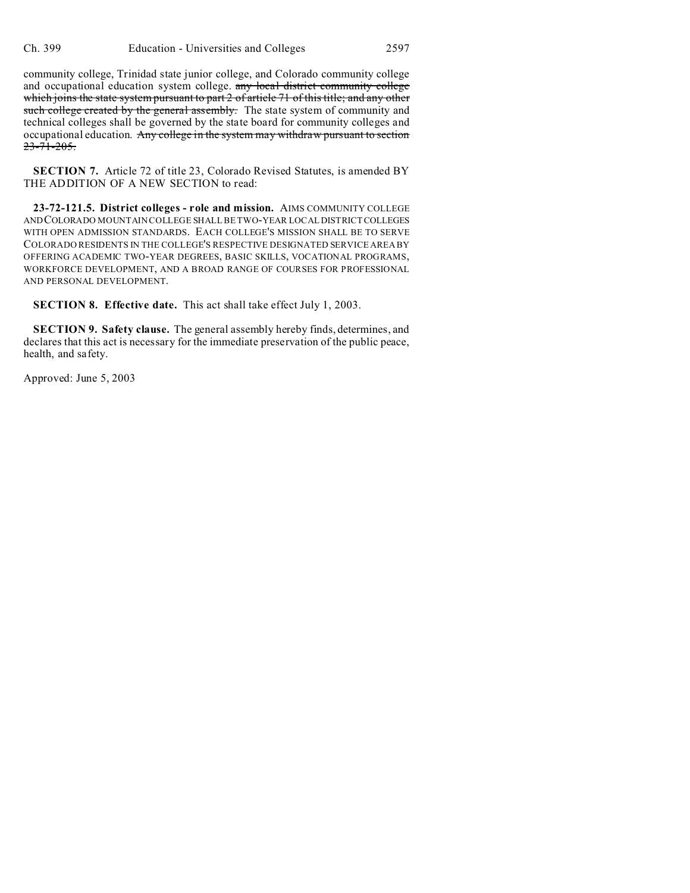community college, Trinidad state junior college, and Colorado community college and occupational education system college. ~~any local district community college which joins the state system pursuant to part 2 of article 71 of this title; and any other such college created by the general assembly.~~ The state system of community and technical colleges shall be governed by the state board for community colleges and occupational education. ~~Any college in the system may withdraw pursuant to section 23-71-205.~~

**SECTION 7.** Article 72 of title 23, Colorado Revised Statutes, is amended BY THE ADDITION OF A NEW SECTION to read:

**23-72-121.5. District colleges - role and mission.** AIMS COMMUNITY COLLEGE AND COLORADO MOUNTAIN COLLEGE SHALL BE TWO-YEAR LOCAL DISTRICT COLLEGES WITH OPEN ADMISSION STANDARDS. EACH COLLEGE'S MISSION SHALL BE TO SERVE COLORADO RESIDENTS IN THE COLLEGE'S RESPECTIVE DESIGNATED SERVICE AREA BY OFFERING ACADEMIC TWO-YEAR DEGREES, BASIC SKILLS, VOCATIONAL PROGRAMS, WORKFORCE DEVELOPMENT, AND A BROAD RANGE OF COURSES FOR PROFESSIONAL AND PERSONAL DEVELOPMENT.

**SECTION 8. Effective date.** This act shall take effect July 1, 2003.

**SECTION 9. Safety clause.** The general assembly hereby finds, determines, and declares that this act is necessary for the immediate preservation of the public peace, health, and safety.

Approved: June 5, 2003